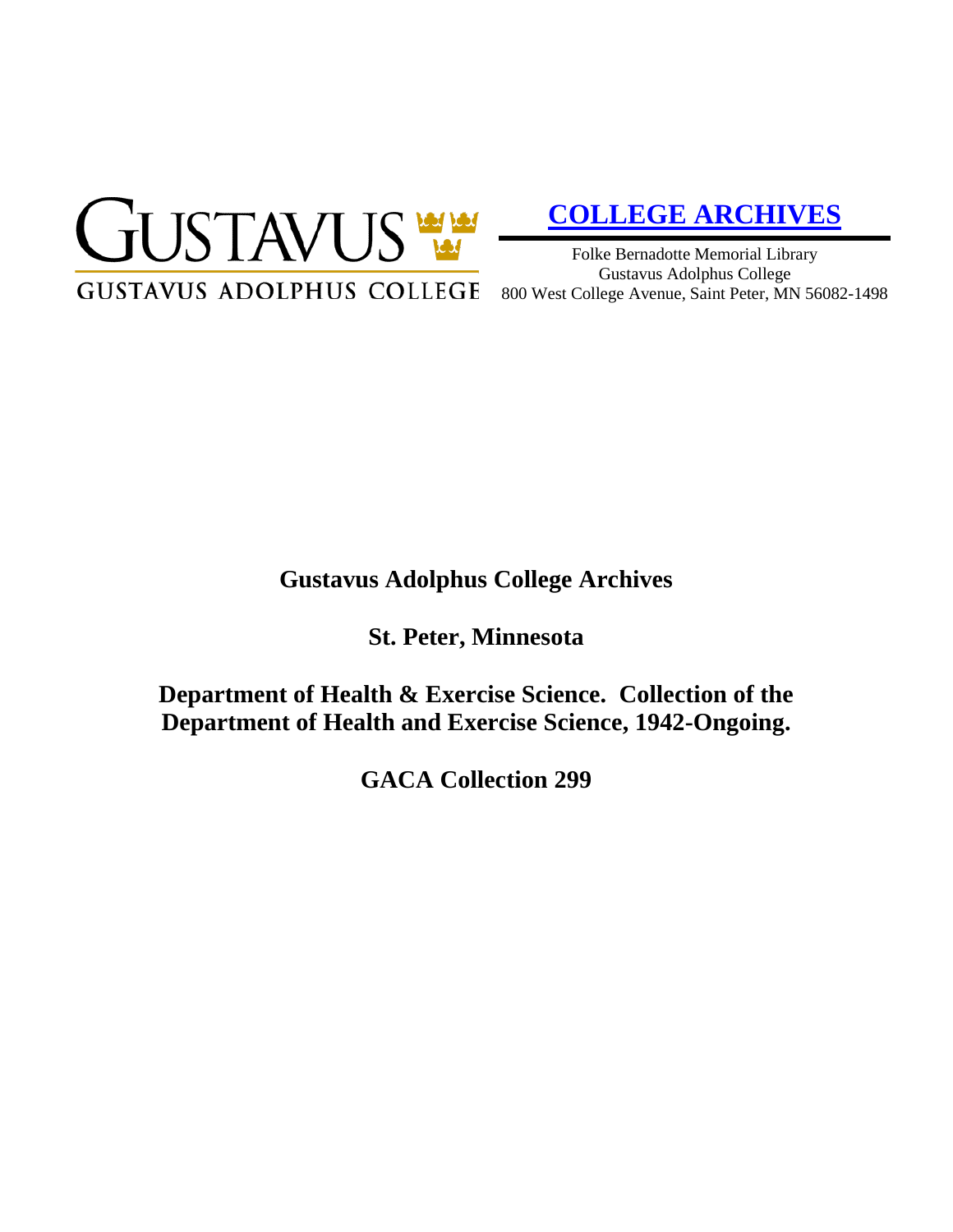GUSTAVUS

GUSTAVUS ADOLPHUS COLLEGE

**COLLEGE ARCHIVES**

Folke Bernadotte Memorial Library
Gustavus Adolphus College
800 West College Avenue, Saint Peter, MN 56082-1498

# Gustavus Adolphus College Archives

## St. Peter, Minnesota

## Department of Health & Exercise Science. Collection of the Department of Health and Exercise Science, 1942-Ongoing.

## GACA Collection 299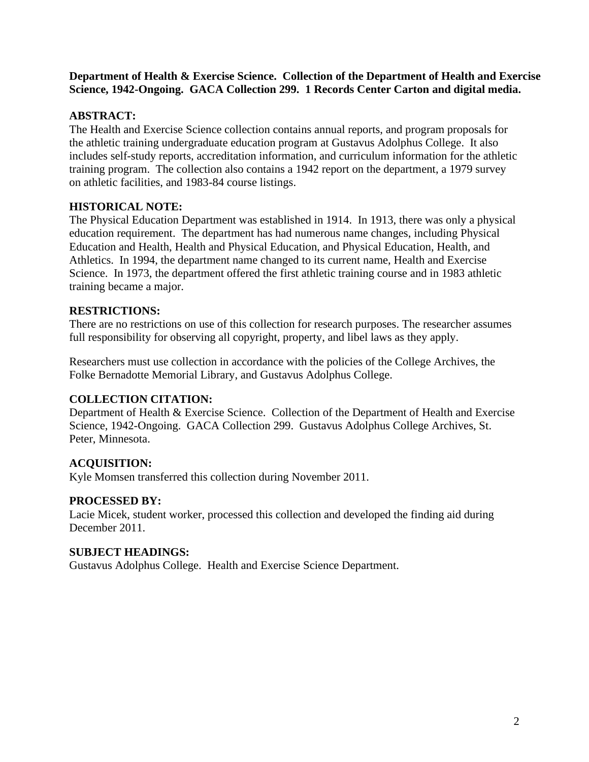**Department of Health & Exercise Science. Collection of the Department of Health and Exercise Science, 1942-Ongoing. GACA Collection 299. 1 Records Center Carton and digital media.**

## ABSTRACT:

The Health and Exercise Science collection contains annual reports, and program proposals for the athletic training undergraduate education program at Gustavus Adolphus College. It also includes self-study reports, accreditation information, and curriculum information for the athletic training program. The collection also contains a 1942 report on the department, a 1979 survey on athletic facilities, and 1983-84 course listings.

## HISTORICAL NOTE:

The Physical Education Department was established in 1914. In 1913, there was only a physical education requirement. The department has had numerous name changes, including Physical Education and Health, Health and Physical Education, and Physical Education, Health, and Athletics. In 1994, the department name changed to its current name, Health and Exercise Science. In 1973, the department offered the first athletic training course and in 1983 athletic training became a major.

## RESTRICTIONS:

There are no restrictions on use of this collection for research purposes. The researcher assumes full responsibility for observing all copyright, property, and libel laws as they apply.

Researchers must use collection in accordance with the policies of the College Archives, the Folke Bernadotte Memorial Library, and Gustavus Adolphus College.

## COLLECTION CITATION:

Department of Health & Exercise Science. Collection of the Department of Health and Exercise Science, 1942-Ongoing. GACA Collection 299. Gustavus Adolphus College Archives, St. Peter, Minnesota.

## ACQUISITION:

Kyle Momsen transferred this collection during November 2011.

## PROCESSED BY:

Lacie Micek, student worker, processed this collection and developed the finding aid during December 2011.

## SUBJECT HEADINGS:

Gustavus Adolphus College. Health and Exercise Science Department.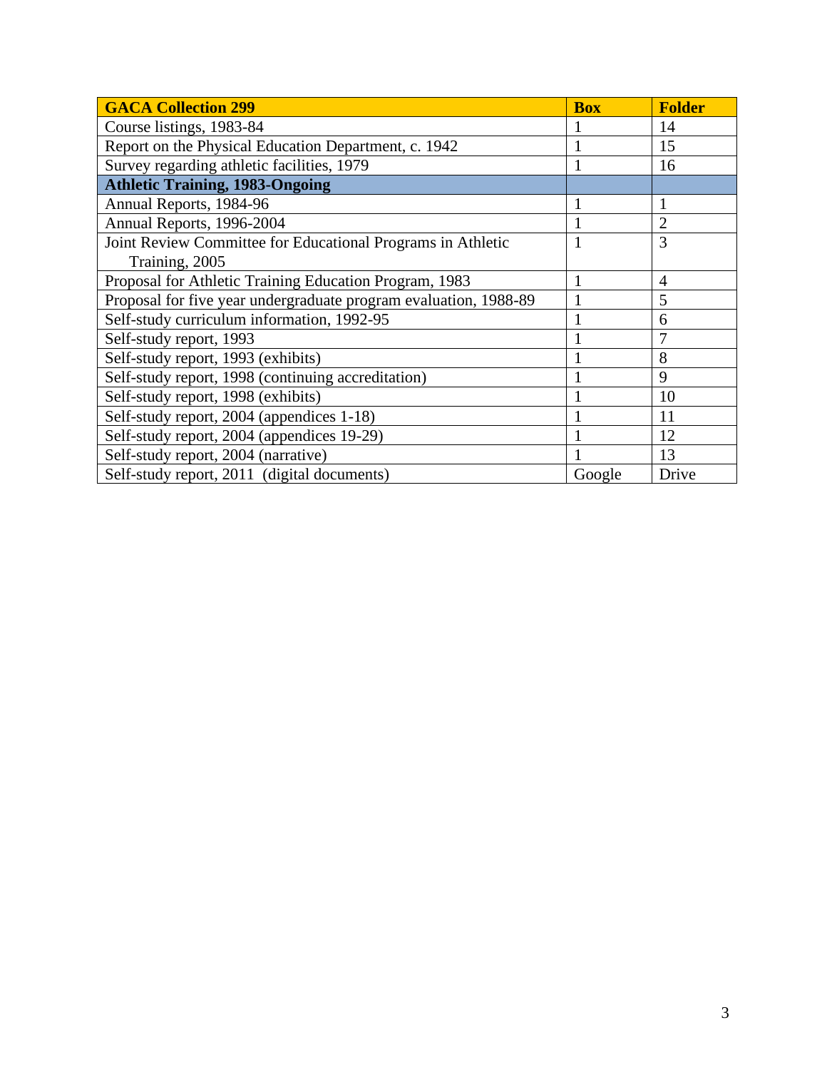| **GACA Collection 299** | **Box** | **Folder** |
|---|---|---|
| Course listings, 1983-84 | 1 | 14 |
| Report on the Physical Education Department, c. 1942 | 1 | 15 |
| Survey regarding athletic facilities, 1979 | 1 | 16 |
| **Athletic Training, 1983-Ongoing** | | |
| Annual Reports, 1984-96 | 1 | 1 |
| Annual Reports, 1996-2004 | 1 | 2 |
| Joint Review Committee for Educational Programs in Athletic Training, 2005 | 1 | 3 |
| Proposal for Athletic Training Education Program, 1983 | 1 | 4 |
| Proposal for five year undergraduate program evaluation, 1988-89 | 1 | 5 |
| Self-study curriculum information, 1992-95 | 1 | 6 |
| Self-study report, 1993 | 1 | 7 |
| Self-study report, 1993 (exhibits) | 1 | 8 |
| Self-study report, 1998 (continuing accreditation) | 1 | 9 |
| Self-study report, 1998 (exhibits) | 1 | 10 |
| Self-study report, 2004 (appendices 1-18) | 1 | 11 |
| Self-study report, 2004 (appendices 19-29) | 1 | 12 |
| Self-study report, 2004 (narrative) | 1 | 13 |
| Self-study report, 2011 (digital documents) | Google | Drive |